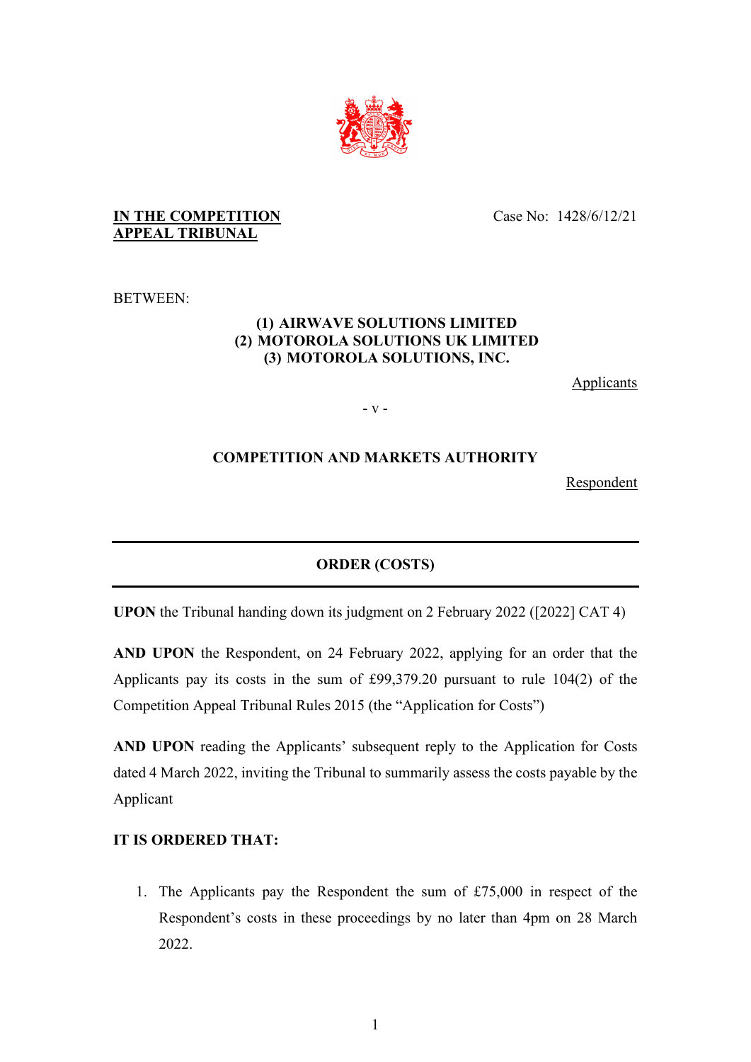**IN THE COMPETITION APPEAL TRIBUNAL**

Case No: 1428/6/12/21

BETWEEN:

**(1) AIRWAVE SOLUTIONS LIMITED**
**(2) MOTOROLA SOLUTIONS UK LIMITED**
**(3) MOTOROLA SOLUTIONS, INC.**

Applicants

- v -

**COMPETITION AND MARKETS AUTHORITY**

Respondent

---

**ORDER (COSTS)**

---

**UPON** the Tribunal handing down its judgment on 2 February 2022 ([2022] CAT 4)

**AND UPON** the Respondent, on 24 February 2022, applying for an order that the Applicants pay its costs in the sum of £99,379.20 pursuant to rule 104(2) of the Competition Appeal Tribunal Rules 2015 (the "Application for Costs")

**AND UPON** reading the Applicants' subsequent reply to the Application for Costs dated 4 March 2022, inviting the Tribunal to summarily assess the costs payable by the Applicant

**IT IS ORDERED THAT:**

1. The Applicants pay the Respondent the sum of £75,000 in respect of the Respondent's costs in these proceedings by no later than 4pm on 28 March 2022.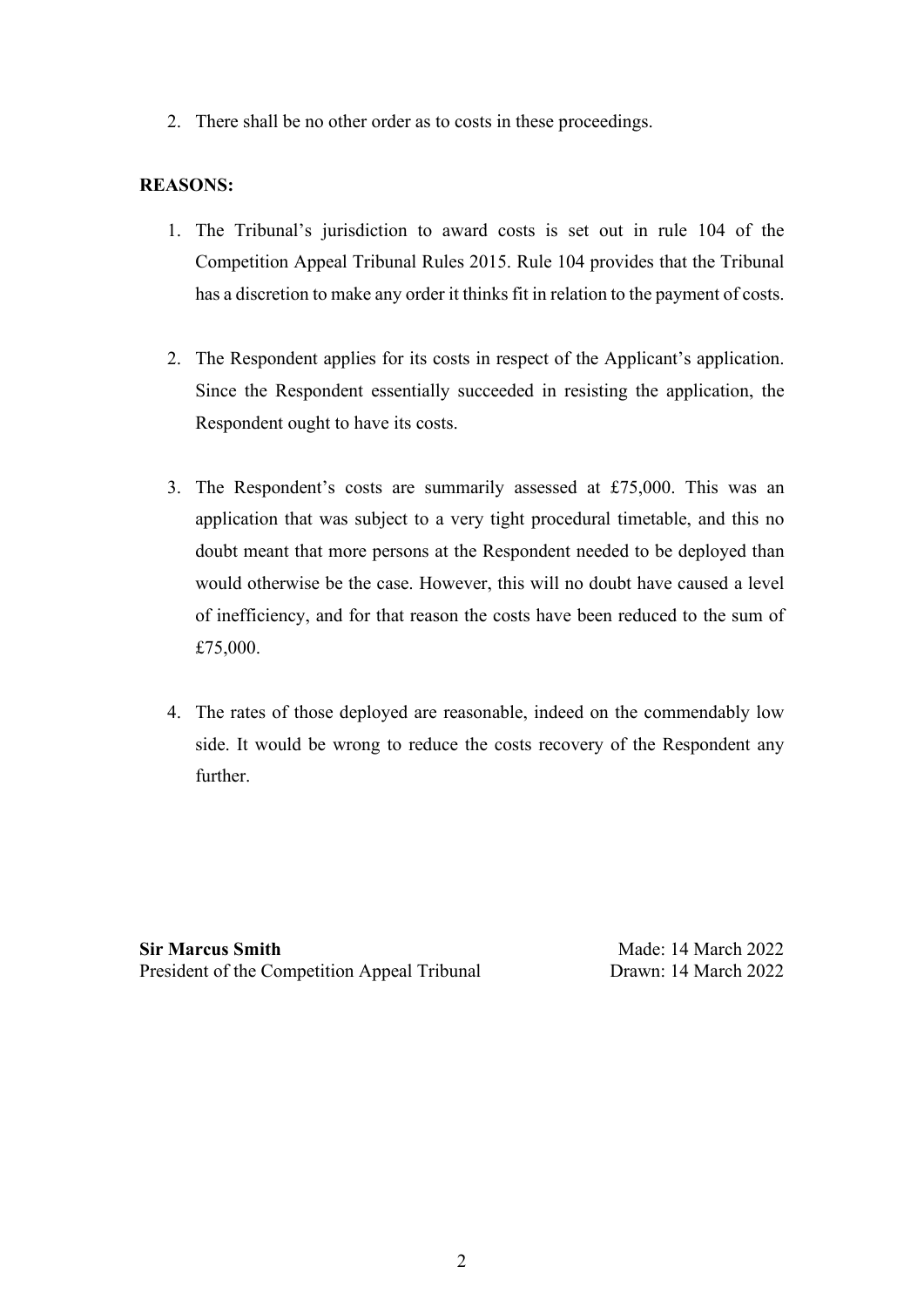2. There shall be no other order as to costs in these proceedings.

**REASONS:**

1. The Tribunal's jurisdiction to award costs is set out in rule 104 of the Competition Appeal Tribunal Rules 2015. Rule 104 provides that the Tribunal has a discretion to make any order it thinks fit in relation to the payment of costs.

2. The Respondent applies for its costs in respect of the Applicant's application. Since the Respondent essentially succeeded in resisting the application, the Respondent ought to have its costs.

3. The Respondent's costs are summarily assessed at £75,000. This was an application that was subject to a very tight procedural timetable, and this no doubt meant that more persons at the Respondent needed to be deployed than would otherwise be the case. However, this will no doubt have caused a level of inefficiency, and for that reason the costs have been reduced to the sum of £75,000.

4. The rates of those deployed are reasonable, indeed on the commendably low side. It would be wrong to reduce the costs recovery of the Respondent any further.

**Sir Marcus Smith**
President of the Competition Appeal Tribunal

Made: 14 March 2022
Drawn: 14 March 2022